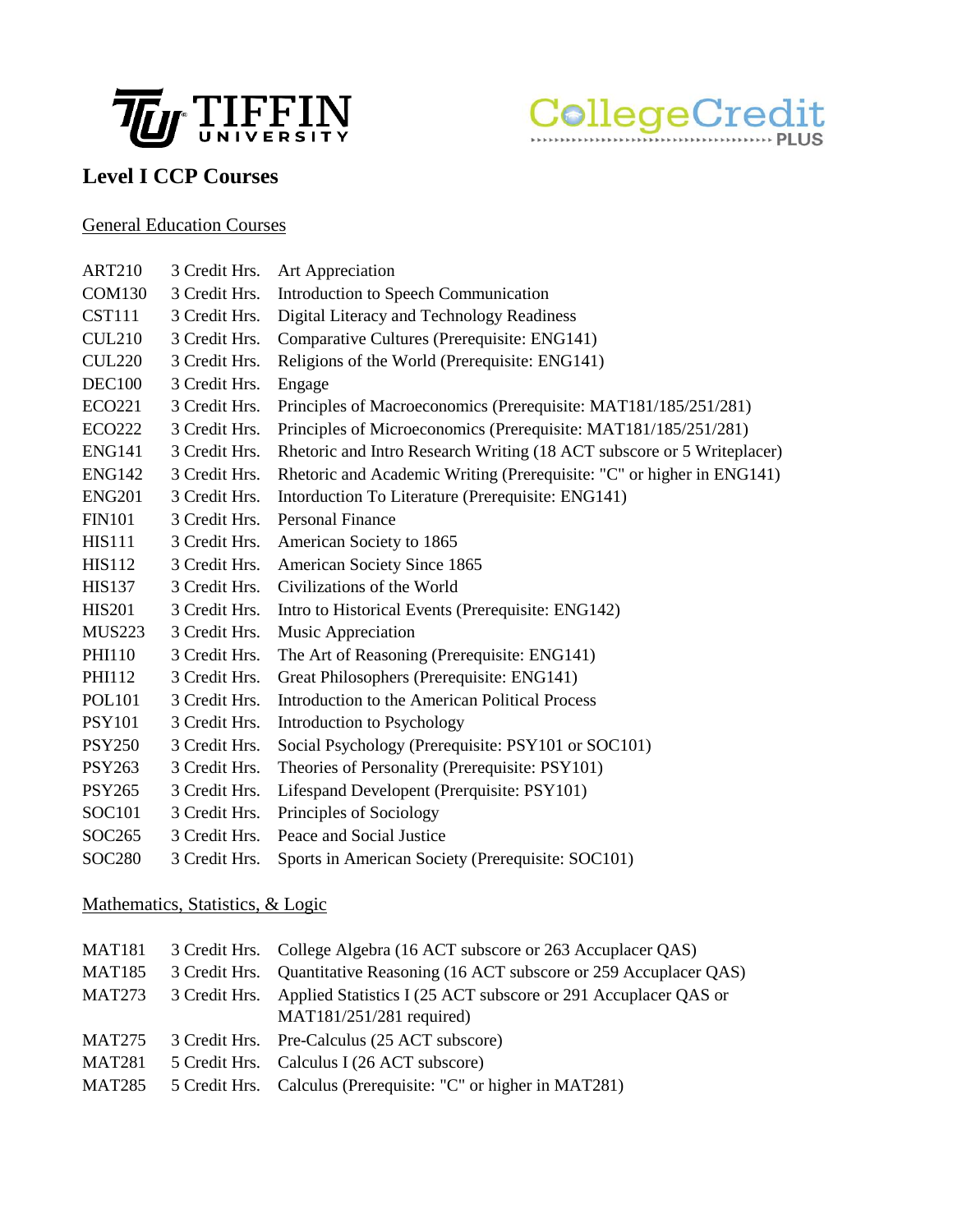TIFFIN UNIVERSITY

CollegeCredit PLUS

# Level I CCP Courses

## General Education Courses

| | | |
|---|---|---|
| ART210 | 3 Credit Hrs. | Art Appreciation |
| COM130 | 3 Credit Hrs. | Introduction to Speech Communication |
| CST111 | 3 Credit Hrs. | Digital Literacy and Technology Readiness |
| CUL210 | 3 Credit Hrs. | Comparative Cultures (Prerequisite: ENG141) |
| CUL220 | 3 Credit Hrs. | Religions of the World (Prerequisite: ENG141) |
| DEC100 | 3 Credit Hrs. | Engage |
| ECO221 | 3 Credit Hrs. | Principles of Macroeconomics (Prerequisite: MAT181/185/251/281) |
| ECO222 | 3 Credit Hrs. | Principles of Microeconomics (Prerequisite: MAT181/185/251/281) |
| ENG141 | 3 Credit Hrs. | Rhetoric and Intro Research Writing (18 ACT subscore or 5 Writeplacer) |
| ENG142 | 3 Credit Hrs. | Rhetoric and Academic Writing (Prerequisite: "C" or higher in ENG141) |
| ENG201 | 3 Credit Hrs. | Intorduction To Literature (Prerequisite: ENG141) |
| FIN101 | 3 Credit Hrs. | Personal Finance |
| HIS111 | 3 Credit Hrs. | American Society to 1865 |
| HIS112 | 3 Credit Hrs. | American Society Since 1865 |
| HIS137 | 3 Credit Hrs. | Civilizations of the World |
| HIS201 | 3 Credit Hrs. | Intro to Historical Events (Prerequisite: ENG142) |
| MUS223 | 3 Credit Hrs. | Music Appreciation |
| PHI110 | 3 Credit Hrs. | The Art of Reasoning (Prerequisite: ENG141) |
| PHI112 | 3 Credit Hrs. | Great Philosophers (Prerequisite: ENG141) |
| POL101 | 3 Credit Hrs. | Introduction to the American Political Process |
| PSY101 | 3 Credit Hrs. | Introduction to Psychology |
| PSY250 | 3 Credit Hrs. | Social Psychology (Prerequisite: PSY101 or SOC101) |
| PSY263 | 3 Credit Hrs. | Theories of Personality (Prerequisite: PSY101) |
| PSY265 | 3 Credit Hrs. | Lifespand Developent (Prerquisite: PSY101) |
| SOC101 | 3 Credit Hrs. | Principles of Sociology |
| SOC265 | 3 Credit Hrs. | Peace and Social Justice |
| SOC280 | 3 Credit Hrs. | Sports in American Society (Prerequisite: SOC101) |

## Mathematics, Statistics, & Logic

| | | |
|---|---|---|
| MAT181 | 3 Credit Hrs. | College Algebra (16 ACT subscore or 263 Accuplacer QAS) |
| MAT185 | 3 Credit Hrs. | Quantitative Reasoning (16 ACT subscore or 259 Accuplacer QAS) |
| MAT273 | 3 Credit Hrs. | Applied Statistics I (25 ACT subscore or 291 Accuplacer QAS or MAT181/251/281 required) |
| MAT275 | 3 Credit Hrs. | Pre-Calculus (25 ACT subscore) |
| MAT281 | 5 Credit Hrs. | Calculus I (26 ACT subscore) |
| MAT285 | 5 Credit Hrs. | Calculus (Prerequisite: "C" or higher in MAT281) |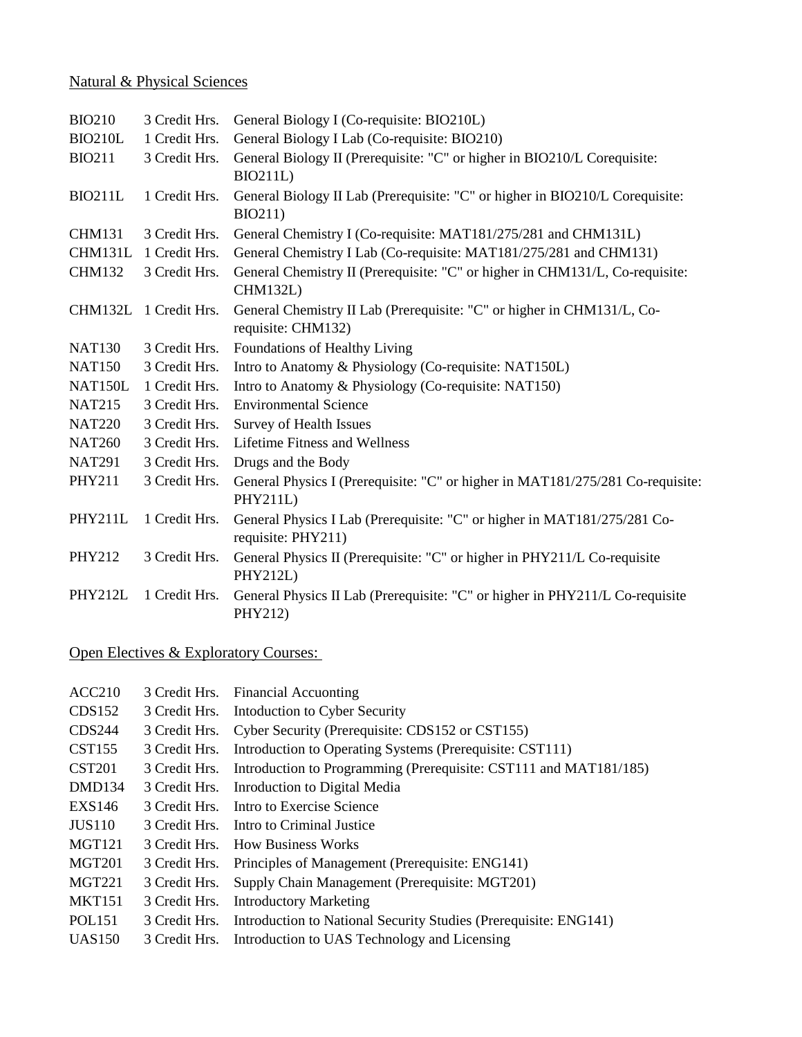Natural & Physical Sciences

| | | |
|---|---|---|
| BIO210 | 3 Credit Hrs. | General Biology I (Co-requisite: BIO210L) |
| BIO210L | 1 Credit Hrs. | General Biology I Lab (Co-requisite: BIO210) |
| BIO211 | 3 Credit Hrs. | General Biology II (Prerequisite: "C" or higher in BIO210/L Corequisite: BIO211L) |
| BIO211L | 1 Credit Hrs. | General Biology II Lab (Prerequisite: "C" or higher in BIO210/L Corequisite: BIO211) |
| CHM131 | 3 Credit Hrs. | General Chemistry I (Co-requisite: MAT181/275/281 and CHM131L) |
| CHM131L | 1 Credit Hrs. | General Chemistry I Lab (Co-requisite: MAT181/275/281 and CHM131) |
| CHM132 | 3 Credit Hrs. | General Chemistry II (Prerequisite: "C" or higher in CHM131/L, Co-requisite: CHM132L) |
| CHM132L | 1 Credit Hrs. | General Chemistry II Lab (Prerequisite: "C" or higher in CHM131/L, Co-requisite: CHM132) |
| NAT130 | 3 Credit Hrs. | Foundations of Healthy Living |
| NAT150 | 3 Credit Hrs. | Intro to Anatomy & Physiology (Co-requisite: NAT150L) |
| NAT150L | 1 Credit Hrs. | Intro to Anatomy & Physiology (Co-requisite: NAT150) |
| NAT215 | 3 Credit Hrs. | Environmental Science |
| NAT220 | 3 Credit Hrs. | Survey of Health Issues |
| NAT260 | 3 Credit Hrs. | Lifetime Fitness and Wellness |
| NAT291 | 3 Credit Hrs. | Drugs and the Body |
| PHY211 | 3 Credit Hrs. | General Physics I (Prerequisite: "C" or higher in MAT181/275/281 Co-requisite: PHY211L) |
| PHY211L | 1 Credit Hrs. | General Physics I Lab (Prerequisite: "C" or higher in MAT181/275/281 Co-requisite: PHY211) |
| PHY212 | 3 Credit Hrs. | General Physics II (Prerequisite: "C" or higher in PHY211/L Co-requisite PHY212L) |
| PHY212L | 1 Credit Hrs. | General Physics II Lab (Prerequisite: "C" or higher in PHY211/L Co-requisite PHY212) |

Open Electives & Exploratory Courses:

| | | |
|---|---|---|
| ACC210 | 3 Credit Hrs. | Financial Accuonting |
| CDS152 | 3 Credit Hrs. | Intoduction to Cyber Security |
| CDS244 | 3 Credit Hrs. | Cyber Security (Prerequisite: CDS152 or CST155) |
| CST155 | 3 Credit Hrs. | Introduction to Operating Systems (Prerequisite: CST111) |
| CST201 | 3 Credit Hrs. | Introduction to Programming (Prerequisite: CST111 and MAT181/185) |
| DMD134 | 3 Credit Hrs. | Inroduction to Digital Media |
| EXS146 | 3 Credit Hrs. | Intro to Exercise Science |
| JUS110 | 3 Credit Hrs. | Intro to Criminal Justice |
| MGT121 | 3 Credit Hrs. | How Business Works |
| MGT201 | 3 Credit Hrs. | Principles of Management (Prerequisite: ENG141) |
| MGT221 | 3 Credit Hrs. | Supply Chain Management (Prerequisite: MGT201) |
| MKT151 | 3 Credit Hrs. | Introductory Marketing |
| POL151 | 3 Credit Hrs. | Introduction to National Security Studies (Prerequisite: ENG141) |
| UAS150 | 3 Credit Hrs. | Introduction to UAS Technology and Licensing |